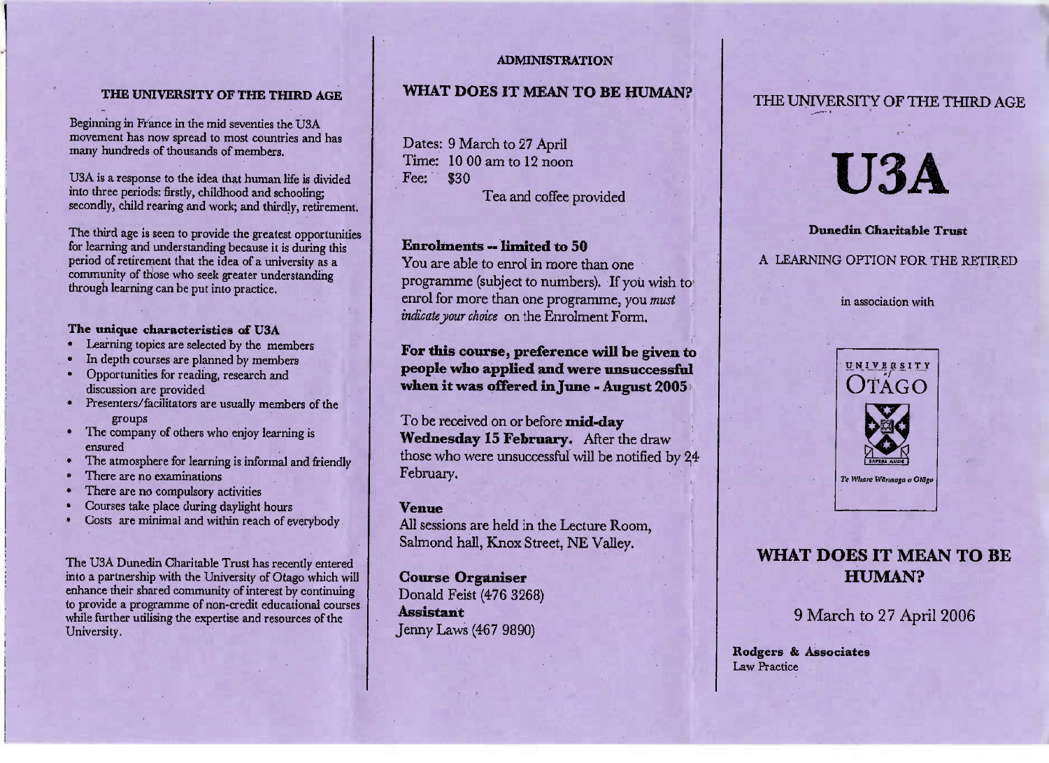## THE UNIVERSITY OF THE THIRD AGE

Beginning in France in the mid seventies the U3A movement has now spread to most countries and has many hundreds of thousands of members.

U3A is a response to the idea that human life is divided into three periods: firstly, childhood and schooling; secondly, child rearing and work; and thirdly, retirement.

The third age is seen to provide the greatest opportunities for learning and understanding because it is during this period of retirement that the idea of a university as a community of those who seek greater understanding through learning can be put into practice.

### The unique characteristics of U3A

- Learning topics are selected by the members
- In depth courses are planned by members
- Opportunities for reading, research and discussion are provided
- Presenters/facilitators are usually members of the groups
- The company of others who enjoy learning is ensured
- The atmosphere for learning is informal and friendly
- There are no examinations
- There are no compulsory activities
- Courses take place during daylight hours
- Costs are minimal and within reach of everybody

The U3A Dunedin Charitable Trust has recently entered into a partnership with the University of Otago which will enhance their shared community of interest by continuing to provide a programme of non-credit educational courses while further utilising the expertise and resources of the University.

## ADMINISTRATION

## WHAT DOES IT MEAN TO BE HUMAN?

Dates: 9 March to 27 April
Time: 10 00 am to 12 noon
Fee: $30

Tea and coffee provided

**Enrolments -- limited to 50**
You are able to enrol in more than one programme (subject to numbers). If you wish to enrol for more than one programme, you *must indicate your choice* on the Enrolment Form.

**For this course, preference will be given to people who applied and were unsuccessful when it was offered in June - August 2005**

To be received on or before **mid-day Wednesday 15 February.** After the draw those who were unsuccessful will be notified by 24 February.

**Venue**
All sessions are held in the Lecture Room, Salmond hall, Knox Street, NE Valley.

**Course Organiser**
Donald Feist (476 3268)
**Assistant**
Jenny Laws (467 9890)

THE UNIVERSITY OF THE THIRD AGE

# U3A

**Dunedin Charitable Trust**

A LEARNING OPTION FOR THE RETIRED

in association with

UNIVERSITY of OTAGO
SAPERE AUDE
Te Whare Wānanga o Otāgo

## WHAT DOES IT MEAN TO BE HUMAN?

9 March to 27 April 2006

**Rodgers & Associates**
Law Practice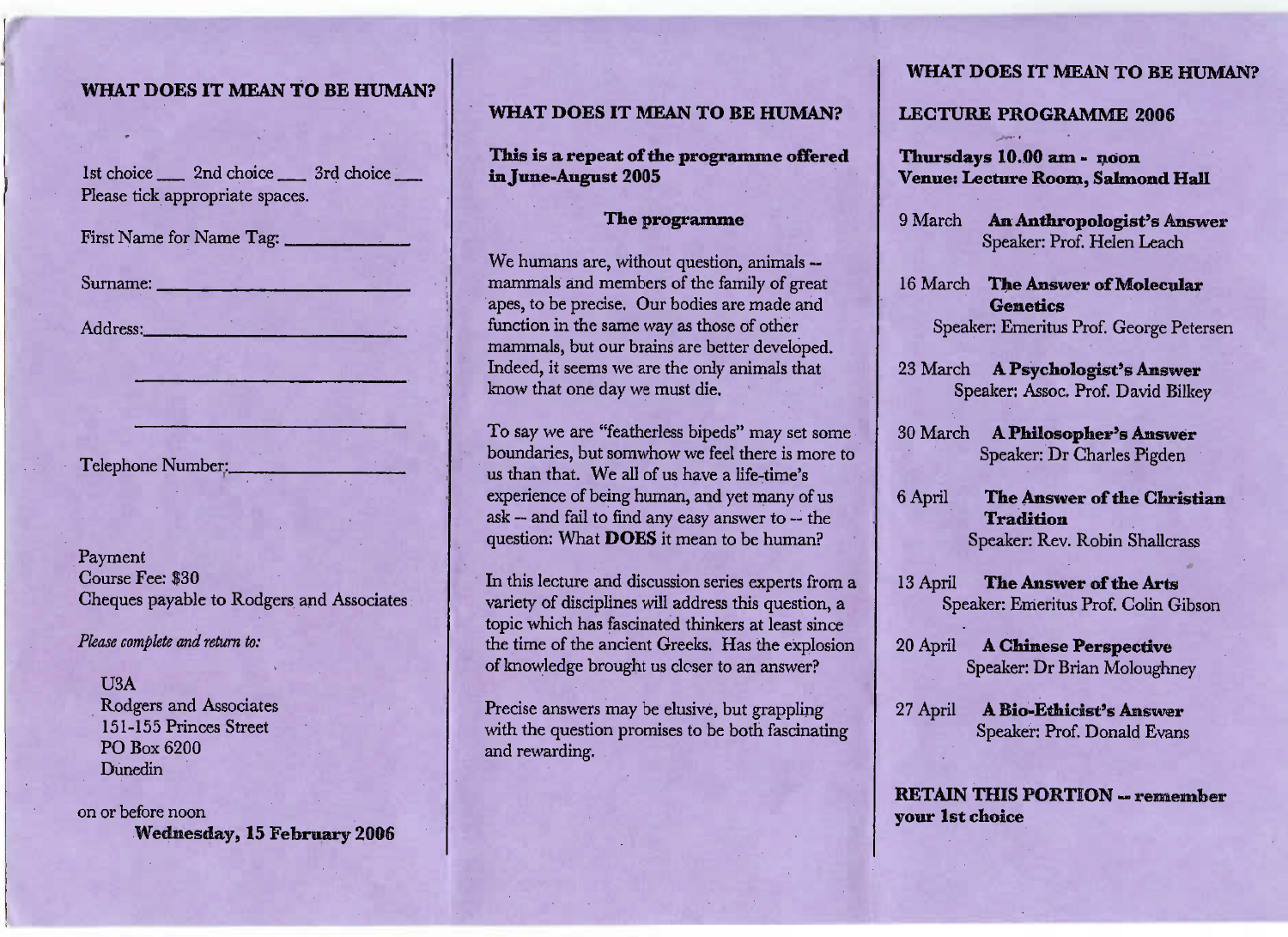## WHAT DOES IT MEAN TO BE HUMAN?

1st choice \_\_\_ 2nd choice \_\_\_ 3rd choice \_\_\_
Please tick appropriate spaces.

First Name for Name Tag: \_\_\_\_\_\_\_\_\_\_\_\_

Surname: \_\_\_\_\_\_\_\_\_\_\_\_\_\_\_\_\_\_\_\_

Address: \_\_\_\_\_\_\_\_\_\_\_\_\_\_\_\_\_\_\_\_

\_\_\_\_\_\_\_\_\_\_\_\_\_\_\_\_\_\_\_\_

\_\_\_\_\_\_\_\_\_\_\_\_\_\_\_\_\_\_\_\_

Telephone Number: \_\_\_\_\_\_\_\_\_\_\_\_\_\_\_\_

Payment
Course Fee: $30
Cheques payable to Rodgers and Associates

*Please complete and return to:*

U3A
Rodgers and Associates
151-155 Princes Street
PO Box 6200
Dunedin

on or before noon
**Wednesday, 15 February 2006**

## WHAT DOES IT MEAN TO BE HUMAN?

**This is a repeat of the programme offered in June-August 2005**

### The programme

We humans are, without question, animals -- mammals and members of the family of great apes, to be precise. Our bodies are made and function in the same way as those of other mammals, but our brains are better developed. Indeed, it seems we are the only animals that know that one day we must die.

To say we are "featherless bipeds" may set some boundaries, but somwhow we feel there is more to us than that. We all of us have a life-time's experience of being human, and yet many of us ask -- and fail to find any easy answer to -- the question: What **DOES** it mean to be human?

In this lecture and discussion series experts from a variety of disciplines will address this question, a topic which has fascinated thinkers at least since the time of the ancient Greeks. Has the explosion of knowledge brought us closer to an answer?

Precise answers may be elusive, but grappling with the question promises to be both fascinating and rewarding.

## WHAT DOES IT MEAN TO BE HUMAN?

**LECTURE PROGRAMME 2006**

**Thursdays 10.00 am - noon**
**Venue: Lecture Room, Salmond Hall**

9 March **An Anthropologist's Answer**
Speaker: Prof. Helen Leach

16 March **The Answer of Molecular Genetics**
Speaker: Emeritus Prof. George Petersen

23 March **A Psychologist's Answer**
Speaker: Assoc. Prof. David Bilkey

30 March **A Philosopher's Answer**
Speaker: Dr Charles Pigden

6 April **The Answer of the Christian Tradition**
Speaker: Rev. Robin Shallcrass

13 April **The Answer of the Arts**
Speaker: Emeritus Prof. Colin Gibson

20 April **A Chinese Perspective**
Speaker: Dr Brian Moloughney

27 April **A Bio-Ethicist's Answer**
Speaker: Prof. Donald Evans

**RETAIN THIS PORTION -- remember your 1st choice**